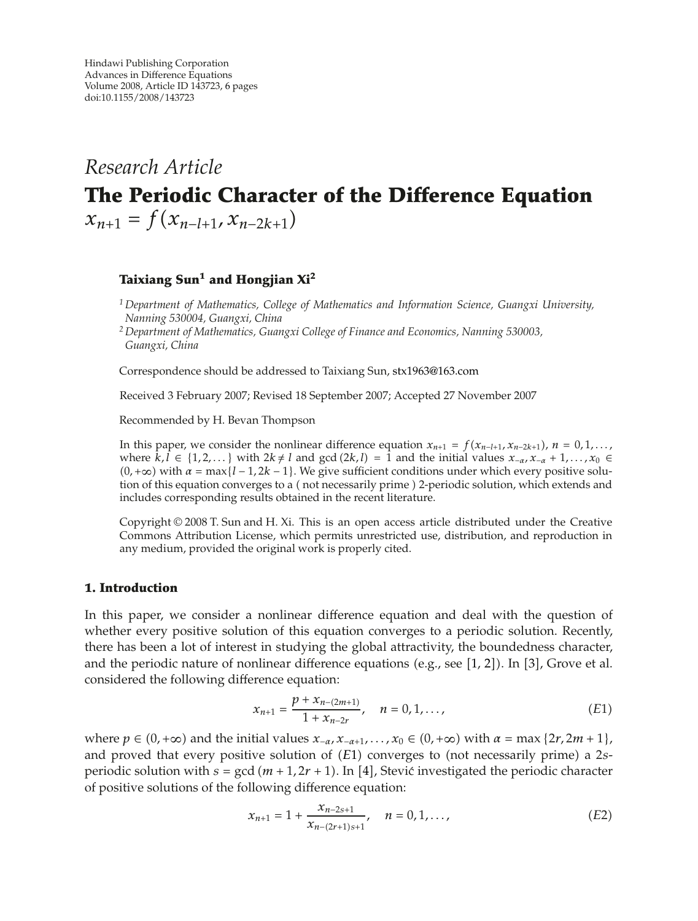Hindawi Publishing Corporation
Advances in Difference Equations
Volume 2008, Article ID 143723, 6 pages
doi:10.1155/2008/143723

*Research Article*

# The Periodic Character of the Difference Equation $x_{n+1} = f(x_{n-l+1}, x_{n-2k+1})$

**Taixiang Sun[1] and Hongjian Xi[2]**

[1] *Department of Mathematics, College of Mathematics and Information Science, Guangxi University, Nanning 530004, Guangxi, China*
[2] *Department of Mathematics, Guangxi College of Finance and Economics, Nanning 530003, Guangxi, China*

Correspondence should be addressed to Taixiang Sun, stx1963@163.com

Received 3 February 2007; Revised 18 September 2007; Accepted 27 November 2007

Recommended by H. Bevan Thompson

In this paper, we consider the nonlinear difference equation $x_{n+1} = f(x_{n-l+1}, x_{n-2k+1})$, $n = 0, 1, \ldots$, where $k, l \in \{1, 2, \ldots\}$ with $2k \neq l$ and $\gcd(2k, l) = 1$ and the initial values $x_{-\alpha}, x_{-\alpha} + 1, \ldots, x_0 \in (0, +\infty)$ with $\alpha = \max\{l-1, 2k-1\}$. We give sufficient conditions under which every positive solution of this equation converges to a ( not necessarily prime ) 2-periodic solution, which extends and includes corresponding results obtained in the recent literature.

Copyright © 2008 T. Sun and H. Xi. This is an open access article distributed under the Creative Commons Attribution License, which permits unrestricted use, distribution, and reproduction in any medium, provided the original work is properly cited.

## 1. Introduction

In this paper, we consider a nonlinear difference equation and deal with the question of whether every positive solution of this equation converges to a periodic solution. Recently, there has been a lot of interest in studying the global attractivity, the boundedness character, and the periodic nature of nonlinear difference equations (e.g., see [1, 2]). In [3], Grove et al. considered the following difference equation:

$$x_{n+1} = \frac{p + x_{n-(2m+1)}}{1 + x_{n-2r}}, \quad n = 0, 1, \ldots, \tag{E1}$$

where $p \in (0, +\infty)$ and the initial values $x_{-\alpha}, x_{-\alpha+1}, \ldots, x_0 \in (0, +\infty)$ with $\alpha = \max\{2r, 2m+1\}$, and proved that every positive solution of $(E1)$ converges to (not necessarily prime) a $2s$-periodic solution with $s = \gcd(m+1, 2r+1)$. In [4], Stević investigated the periodic character of positive solutions of the following difference equation:

$$x_{n+1} = 1 + \frac{x_{n-2s+1}}{x_{n-(2r+1)s+1}}, \quad n = 0, 1, \ldots, \tag{E2}$$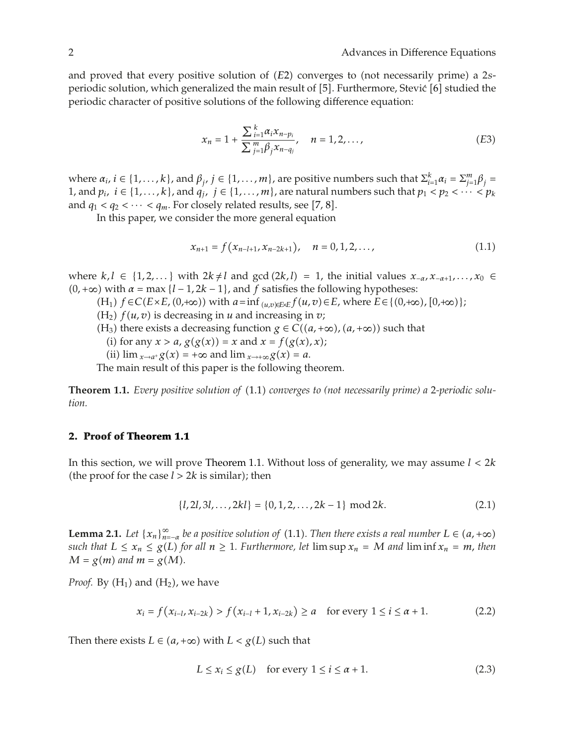and proved that every positive solution of $(E2)$ converges to (not necessarily prime) a $2s$-periodic solution, which generalized the main result of [5]. Furthermore, Stević [6] studied the periodic character of positive solutions of the following difference equation:

$$x_n = 1 + \frac{\sum_{i=1}^{k} \alpha_i x_{n-p_i}}{\sum_{j=1}^{m} \beta_j x_{n-q_j}}, \quad n = 1, 2, \ldots, \tag{E3}$$

where $\alpha_i$, $i \in \{1, \ldots, k\}$, and $\beta_j$, $j \in \{1, \ldots, m\}$, are positive numbers such that $\Sigma_{i=1}^{k} \alpha_i = \Sigma_{j=1}^{m} \beta_j = 1$, and $p_i$, $i \in \{1, \ldots, k\}$, and $q_j$, $j \in \{1, \ldots, m\}$, are natural numbers such that $p_1 < p_2 < \cdots < p_k$ and $q_1 < q_2 < \cdots < q_m$. For closely related results, see [7, 8].

In this paper, we consider the more general equation

$$x_{n+1} = f\left(x_{n-l+1}, x_{n-2k+1}\right), \quad n = 0, 1, 2, \ldots, \tag{1.1}$$

where $k, l \in \{1, 2, \ldots\}$ with $2k \neq l$ and $\gcd(2k, l) = 1$, the initial values $x_{-\alpha}, x_{-\alpha+1}, \ldots, x_0 \in (0, +\infty)$ with $\alpha = \max\{l-1, 2k-1\}$, and $f$ satisfies the following hypotheses:

$(\mathrm{H}_1)$ $f \in C(E \times E, (0, +\infty))$ with $a = \inf_{(u,v) \in E \times E} f(u, v) \in E$, where $E \in \{(0, +\infty), [0, +\infty)\}$;

$(\mathrm{H}_2)$ $f(u, v)$ is decreasing in $u$ and increasing in $v$;

$(\mathrm{H}_3)$ there exists a decreasing function $g \in C((a, +\infty), (a, +\infty))$ such that

(i) for any $x > a$, $g(g(x)) = x$ and $x = f(g(x), x)$;

(ii) $\lim_{x \to a^+} g(x) = +\infty$ and $\lim_{x \to +\infty} g(x) = a$.

The main result of this paper is the following theorem.

**Theorem 1.1.** *Every positive solution of* (1.1) *converges to (not necessarily prime) a* 2*-periodic solution.*

## 2. Proof of Theorem 1.1

In this section, we will prove Theorem 1.1. Without loss of generality, we may assume $l < 2k$ (the proof for the case $l > 2k$ is similar); then

$$\{l, 2l, 3l, \ldots, 2kl\} = \{0, 1, 2, \ldots, 2k-1\} \bmod 2k. \tag{2.1}$$

**Lemma 2.1.** *Let $\{x_n\}_{n=-\alpha}^{\infty}$ be a positive solution of* (1.1)*. Then there exists a real number $L \in (a, +\infty)$ such that $L \leq x_n \leq g(L)$ for all $n \geq 1$. Furthermore, let $\limsup x_n = M$ and $\liminf x_n = m$, then $M = g(m)$ and $m = g(M)$.*

*Proof.* By $(\mathrm{H}_1)$ and $(\mathrm{H}_2)$, we have

$$x_i = f\left(x_{i-l}, x_{i-2k}\right) > f\left(x_{i-l} + 1, x_{i-2k}\right) \geq a \quad \text{for every } 1 \leq i \leq \alpha + 1. \tag{2.2}$$

Then there exists $L \in (a, +\infty)$ with $L < g(L)$ such that

$$L \leq x_i \leq g(L) \quad \text{for every } 1 \leq i \leq \alpha + 1. \tag{2.3}$$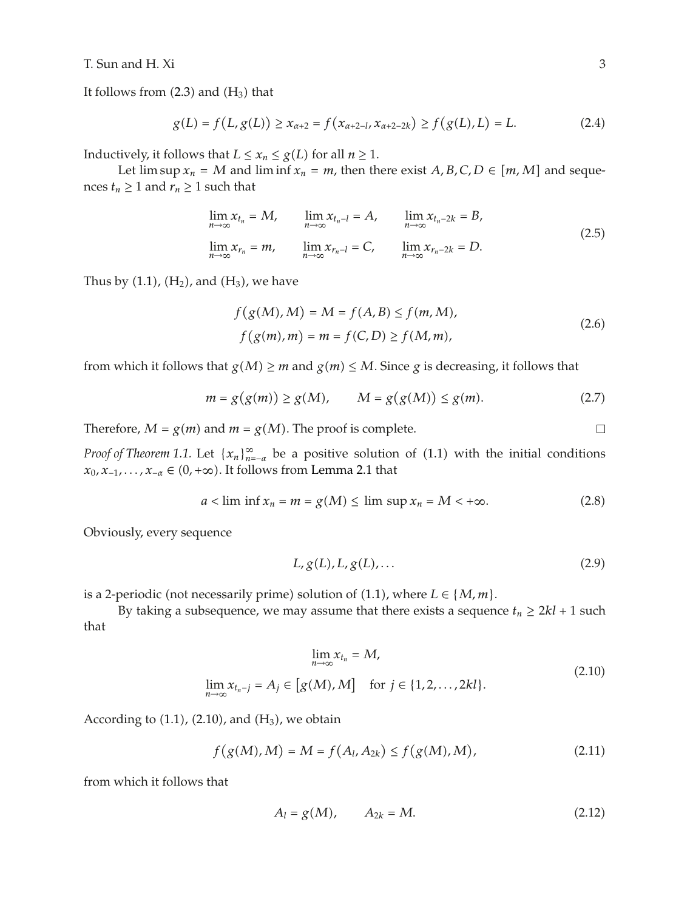It follows from (2.3) and ($H_3$) that

$$g(L) = f(L, g(L)) \geq x_{\alpha+2} = f(x_{\alpha+2-l}, x_{\alpha+2-2k}) \geq f(g(L), L) = L. \tag{2.4}$$

Inductively, it follows that $L \leq x_n \leq g(L)$ for all $n \geq 1$.

Let $\limsup x_n = M$ and $\liminf x_n = m$, then there exist $A, B, C, D \in [m, M]$ and sequences $t_n \geq 1$ and $r_n \geq 1$ such that

$$\begin{gathered}
\lim_{n\to\infty} x_{t_n} = M, \qquad \lim_{n\to\infty} x_{t_n-l} = A, \qquad \lim_{n\to\infty} x_{t_n-2k} = B, \\
\lim_{n\to\infty} x_{r_n} = m, \qquad \lim_{n\to\infty} x_{r_n-l} = C, \qquad \lim_{n\to\infty} x_{r_n-2k} = D.
\end{gathered} \tag{2.5}$$

Thus by (1.1), ($H_2$), and ($H_3$), we have

$$\begin{gathered}
f(g(M), M) = M = f(A, B) \leq f(m, M), \\
f(g(m), m) = m = f(C, D) \geq f(M, m),
\end{gathered} \tag{2.6}$$

from which it follows that $g(M) \geq m$ and $g(m) \leq M$. Since $g$ is decreasing, it follows that

$$m = g(g(m)) \geq g(M), \qquad M = g(g(M)) \leq g(m). \tag{2.7}$$

Therefore, $M = g(m)$ and $m = g(M)$. The proof is complete. $\square$

*Proof of Theorem 1.1.* Let $\{x_n\}_{n=-\alpha}^{\infty}$ be a positive solution of (1.1) with the initial conditions $x_0, x_{-1}, \ldots, x_{-\alpha} \in (0, +\infty)$. It follows from Lemma 2.1 that

$$a < \liminf x_n = m = g(M) \leq \limsup x_n = M < +\infty. \tag{2.8}$$

Obviously, every sequence

$$L, g(L), L, g(L), \ldots \tag{2.9}$$

is a 2-periodic (not necessarily prime) solution of (1.1), where $L \in \{M, m\}$.

By taking a subsequence, we may assume that there exists a sequence $t_n \geq 2kl + 1$ such that

$$\begin{gathered}
\lim_{n\to\infty} x_{t_n} = M, \\
\lim_{n\to\infty} x_{t_n-j} = A_j \in [g(M), M] \quad \text{for } j \in \{1, 2, \ldots, 2kl\}.
\end{gathered} \tag{2.10}$$

According to (1.1), (2.10), and ($H_3$), we obtain

$$f(g(M), M) = M = f(A_l, A_{2k}) \leq f(g(M), M), \tag{2.11}$$

from which it follows that

$$A_l = g(M), \qquad A_{2k} = M. \tag{2.12}$$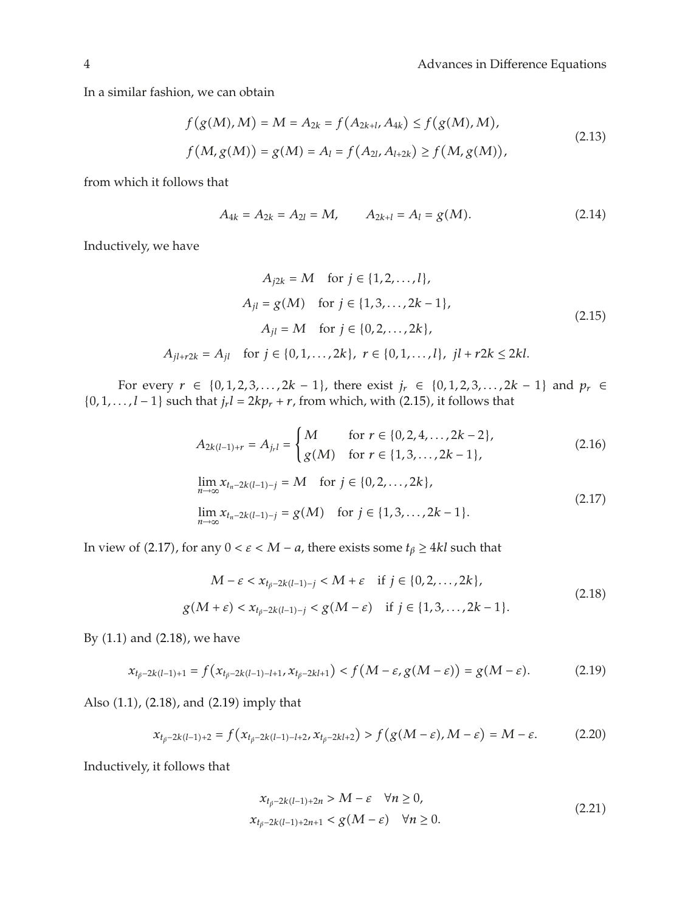In a similar fashion, we can obtain

$$
\begin{aligned}
f(g(M), M) &= M = A_{2k} = f(A_{2k+l}, A_{4k}) \leq f(g(M), M), \\
f(M, g(M)) &= g(M) = A_l = f(A_{2l}, A_{l+2k}) \geq f(M, g(M)),
\end{aligned}
\tag{2.13}
$$

from which it follows that

$$
A_{4k} = A_{2k} = A_{2l} = M, \qquad A_{2k+l} = A_l = g(M). \tag{2.14}
$$

Inductively, we have

$$
\begin{aligned}
A_{j2k} &= M \quad \text{for } j \in \{1, 2, \ldots, l\}, \\
A_{jl} &= g(M) \quad \text{for } j \in \{1, 3, \ldots, 2k-1\}, \\
A_{jl} &= M \quad \text{for } j \in \{0, 2, \ldots, 2k\}, \\
A_{jl+r2k} &= A_{jl} \quad \text{for } j \in \{0, 1, \ldots, 2k\},\ r \in \{0, 1, \ldots, l\},\ jl + r2k \leq 2kl.
\end{aligned}
\tag{2.15}
$$

For every $r \in \{0, 1, 2, 3, \ldots, 2k-1\}$, there exist $j_r \in \{0, 1, 2, 3, \ldots, 2k-1\}$ and $p_r \in \{0, 1, \ldots, l-1\}$ such that $j_r l = 2kp_r + r$, from which, with (2.15), it follows that

$$
A_{2k(l-1)+r} = A_{j_r l} = \begin{cases} M & \text{for } r \in \{0, 2, 4, \ldots, 2k-2\}, \\ g(M) & \text{for } r \in \{1, 3, \ldots, 2k-1\}, \end{cases} \tag{2.16}
$$

$$
\begin{aligned}
&\lim_{n \to \infty} x_{t_n - 2k(l-1) - j} = M \quad \text{for } j \in \{0, 2, \ldots, 2k\}, \\
&\lim_{n \to \infty} x_{t_n - 2k(l-1) - j} = g(M) \quad \text{for } j \in \{1, 3, \ldots, 2k-1\}.
\end{aligned}
\tag{2.17}
$$

In view of (2.17), for any $0 < \varepsilon < M - a$, there exists some $t_\beta \geq 4kl$ such that

$$
\begin{aligned}
M - \varepsilon < x_{t_\beta - 2k(l-1) - j} < M + \varepsilon \quad &\text{if } j \in \{0, 2, \ldots, 2k\}, \\
g(M + \varepsilon) < x_{t_\beta - 2k(l-1) - j} < g(M - \varepsilon) \quad &\text{if } j \in \{1, 3, \ldots, 2k-1\}.
\end{aligned}
\tag{2.18}
$$

By (1.1) and (2.18), we have

$$
x_{t_\beta - 2k(l-1)+1} = f(x_{t_\beta - 2k(l-1) - l + 1}, x_{t_\beta - 2kl + 1}) < f(M - \varepsilon, g(M - \varepsilon)) = g(M - \varepsilon). \tag{2.19}
$$

Also (1.1), (2.18), and (2.19) imply that

$$
x_{t_\beta - 2k(l-1)+2} = f(x_{t_\beta - 2k(l-1) - l + 2}, x_{t_\beta - 2kl + 2}) > f(g(M - \varepsilon), M - \varepsilon) = M - \varepsilon. \tag{2.20}
$$

Inductively, it follows that

$$
\begin{aligned}
x_{t_\beta - 2k(l-1) + 2n} &> M - \varepsilon \quad \forall n \geq 0, \\
x_{t_\beta - 2k(l-1) + 2n + 1} &< g(M - \varepsilon) \quad \forall n \geq 0.
\end{aligned}
\tag{2.21}
$$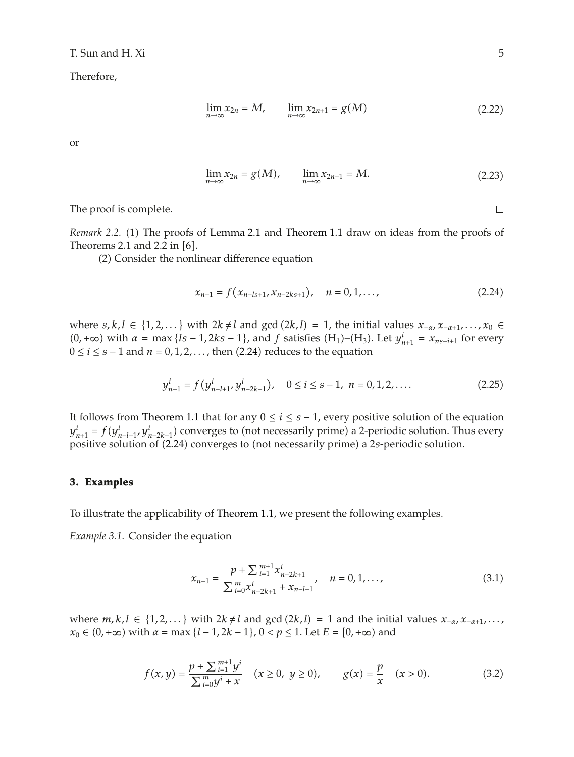Therefore,

$$\lim_{n\to\infty} x_{2n} = M, \qquad \lim_{n\to\infty} x_{2n+1} = g(M) \tag{2.22}$$

or

$$\lim_{n\to\infty} x_{2n} = g(M), \qquad \lim_{n\to\infty} x_{2n+1} = M. \tag{2.23}$$

The proof is complete. $\square$

*Remark 2.2.* (1) The proofs of Lemma 2.1 and Theorem 1.1 draw on ideas from the proofs of Theorems 2.1 and 2.2 in [6].

(2) Consider the nonlinear difference equation

$$x_{n+1} = f\left(x_{n-ls+1}, x_{n-2ks+1}\right), \quad n = 0, 1, \ldots, \tag{2.24}$$

where $s, k, l \in \{1, 2, \ldots\}$ with $2k \neq l$ and $\gcd(2k, l) = 1$, the initial values $x_{-\alpha}, x_{-\alpha+1}, \ldots, x_0 \in (0, +\infty)$ with $\alpha = \max\{ls - 1, 2ks - 1\}$, and $f$ satisfies $(H_1)$–$(H_3)$. Let $y_{n+1}^{i} = x_{ns+i+1}$ for every $0 \le i \le s-1$ and $n = 0, 1, 2, \ldots$, then (2.24) reduces to the equation

$$y_{n+1}^{i} = f\left(y_{n-l+1}^{i}, y_{n-2k+1}^{i}\right), \quad 0 \le i \le s-1, \ n = 0, 1, 2, \ldots. \tag{2.25}$$

It follows from Theorem 1.1 that for any $0 \le i \le s-1$, every positive solution of the equation $y_{n+1}^{i} = f(y_{n-l+1}^{i}, y_{n-2k+1}^{i})$ converges to (not necessarily prime) a 2-periodic solution. Thus every positive solution of (2.24) converges to (not necessarily prime) a $2s$-periodic solution.

## 3. Examples

To illustrate the applicability of Theorem 1.1, we present the following examples.

*Example 3.1.* Consider the equation

$$x_{n+1} = \frac{p + \sum_{i=1}^{m+1} x_{n-2k+1}^{i}}{\sum_{i=0}^{m} x_{n-2k+1}^{i} + x_{n-l+1}}, \quad n = 0, 1, \ldots, \tag{3.1}$$

where $m, k, l \in \{1, 2, \ldots\}$ with $2k \neq l$ and $\gcd(2k, l) = 1$ and the initial values $x_{-\alpha}, x_{-\alpha+1}, \ldots, x_0 \in (0, +\infty)$ with $\alpha = \max\{l - 1, 2k - 1\}$, $0 < p \le 1$. Let $E = [0, +\infty)$ and

$$f(x, y) = \frac{p + \sum_{i=1}^{m+1} y^{i}}{\sum_{i=0}^{m} y^{i} + x} \quad (x \ge 0,\ y \ge 0), \qquad g(x) = \frac{p}{x} \quad (x > 0). \tag{3.2}$$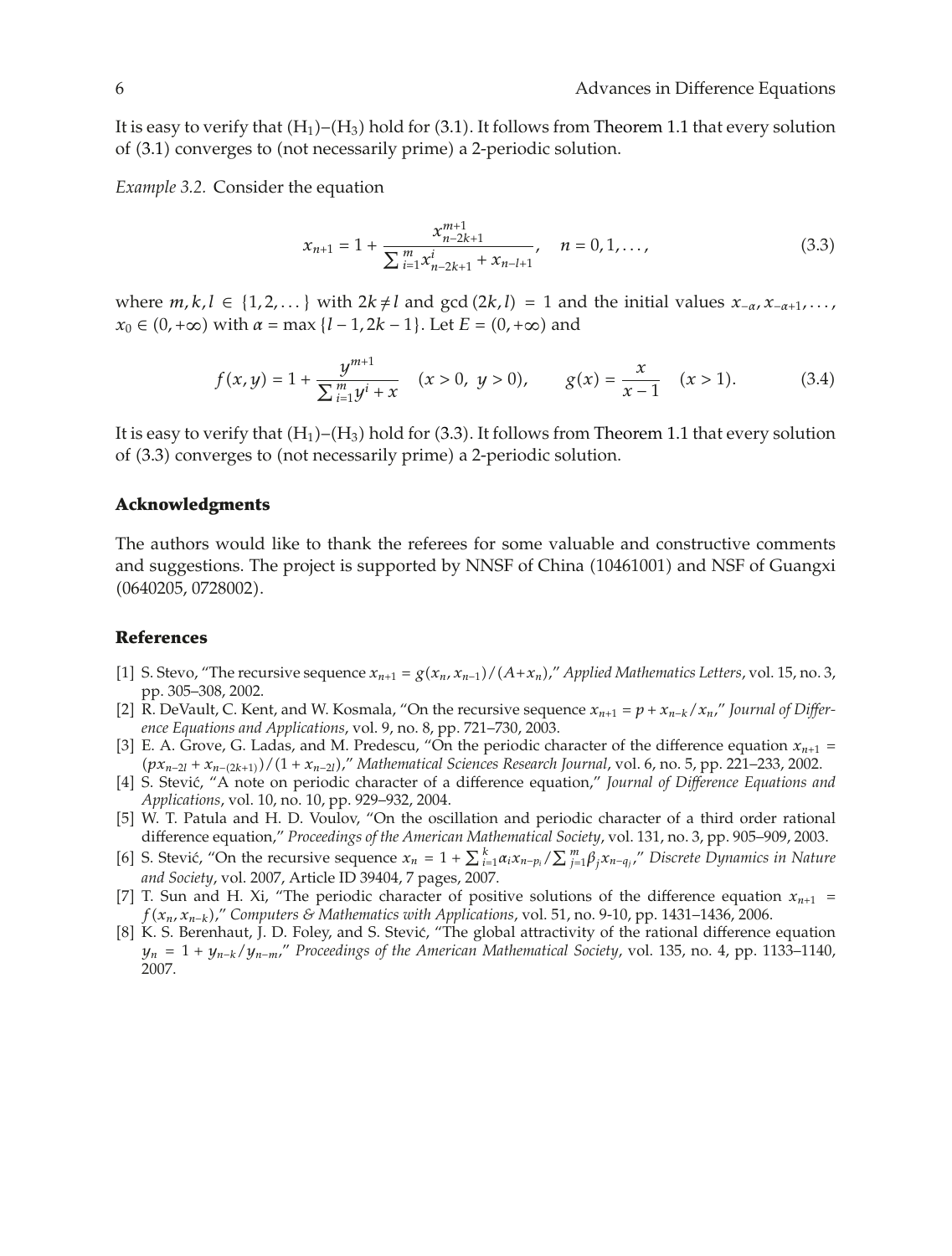It is easy to verify that $(H_1)$–$(H_3)$ hold for (3.1). It follows from Theorem 1.1 that every solution of (3.1) converges to (not necessarily prime) a 2-periodic solution.

*Example 3.2.* Consider the equation

$$x_{n+1} = 1 + \frac{x_{n-2k+1}^{m+1}}{\sum_{i=1}^{m} x_{n-2k+1}^{i} + x_{n-l+1}}, \quad n = 0, 1, \ldots, \tag{3.3}$$

where $m, k, l \in \{1, 2, \ldots\}$ with $2k \neq l$ and $\gcd(2k, l) = 1$ and the initial values $x_{-\alpha}, x_{-\alpha+1}, \ldots, x_0 \in (0, +\infty)$ with $\alpha = \max\{l-1, 2k-1\}$. Let $E = (0, +\infty)$ and

$$f(x, y) = 1 + \frac{y^{m+1}}{\sum_{i=1}^{m} y^{i} + x} \quad (x > 0,\ y > 0), \qquad g(x) = \frac{x}{x-1} \quad (x > 1). \tag{3.4}$$

It is easy to verify that $(H_1)$–$(H_3)$ hold for (3.3). It follows from Theorem 1.1 that every solution of (3.3) converges to (not necessarily prime) a 2-periodic solution.

## Acknowledgments

The authors would like to thank the referees for some valuable and constructive comments and suggestions. The project is supported by NNSF of China (10461001) and NSF of Guangxi (0640205, 0728002).

## References

[1] S. Stevo, "The recursive sequence $x_{n+1} = g(x_n, x_{n-1})/(A + x_n)$," *Applied Mathematics Letters*, vol. 15, no. 3, pp. 305–308, 2002.

[2] R. DeVault, C. Kent, and W. Kosmala, "On the recursive sequence $x_{n+1} = p + x_{n-k}/x_n$," *Journal of Difference Equations and Applications*, vol. 9, no. 8, pp. 721–730, 2003.

[3] E. A. Grove, G. Ladas, and M. Predescu, "On the periodic character of the difference equation $x_{n+1} = (px_{n-2l} + x_{n-(2k+1)})/(1 + x_{n-2l})$," *Mathematical Sciences Research Journal*, vol. 6, no. 5, pp. 221–233, 2002.

[4] S. Stević, "A note on periodic character of a difference equation," *Journal of Difference Equations and Applications*, vol. 10, no. 10, pp. 929–932, 2004.

[5] W. T. Patula and H. D. Voulov, "On the oscillation and periodic character of a third order rational difference equation," *Proceedings of the American Mathematical Society*, vol. 131, no. 3, pp. 905–909, 2003.

[6] S. Stević, "On the recursive sequence $x_n = 1 + \sum_{i=1}^{k} \alpha_i x_{n-p_i} / \sum_{j=1}^{m} \beta_j x_{n-q_j}$," *Discrete Dynamics in Nature and Society*, vol. 2007, Article ID 39404, 7 pages, 2007.

[7] T. Sun and H. Xi, "The periodic character of positive solutions of the difference equation $x_{n+1} = f(x_n, x_{n-k})$," *Computers & Mathematics with Applications*, vol. 51, no. 9-10, pp. 1431–1436, 2006.

[8] K. S. Berenhaut, J. D. Foley, and S. Stević, "The global attractivity of the rational difference equation $y_n = 1 + y_{n-k}/y_{n-m}$," *Proceedings of the American Mathematical Society*, vol. 135, no. 4, pp. 1133–1140, 2007.